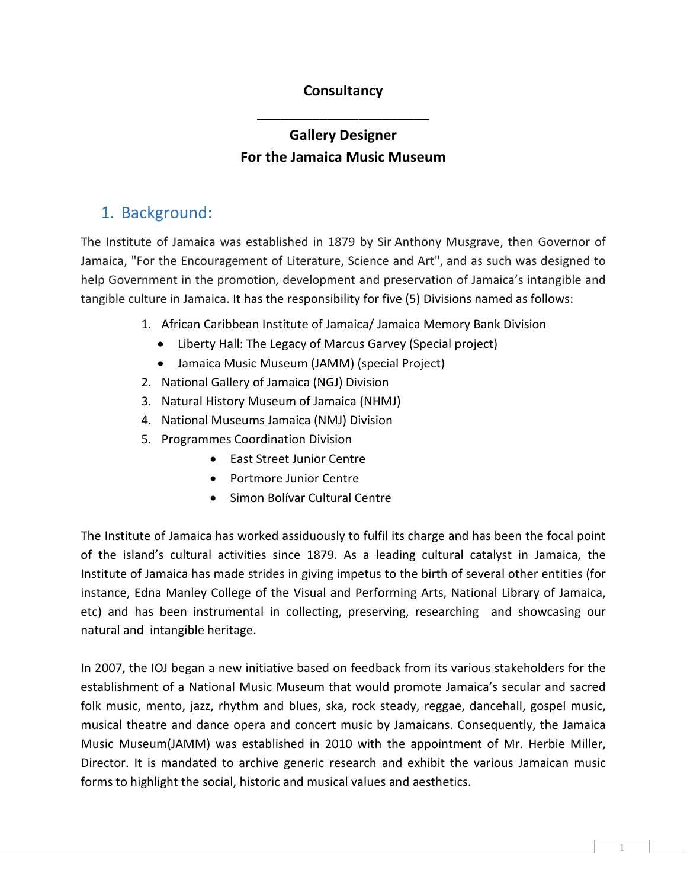**Consultancy**

**______________________**

**Gallery Designer**
**For the Jamaica Music Museum**

## 1. Background:

The Institute of Jamaica was established in 1879 by Sir Anthony Musgrave, then Governor of Jamaica, "For the Encouragement of Literature, Science and Art", and as such was designed to help Government in the promotion, development and preservation of Jamaica's intangible and tangible culture in Jamaica. It has the responsibility for five (5) Divisions named as follows:

1. African Caribbean Institute of Jamaica/ Jamaica Memory Bank Division
   - Liberty Hall: The Legacy of Marcus Garvey (Special project)
   - Jamaica Music Museum (JAMM) (special Project)
2. National Gallery of Jamaica (NGJ) Division
3. Natural History Museum of Jamaica (NHMJ)
4. National Museums Jamaica (NMJ) Division
5. Programmes Coordination Division
   - East Street Junior Centre
   - Portmore Junior Centre
   - Simon Bolívar Cultural Centre

The Institute of Jamaica has worked assiduously to fulfil its charge and has been the focal point of the island's cultural activities since 1879. As a leading cultural catalyst in Jamaica, the Institute of Jamaica has made strides in giving impetus to the birth of several other entities (for instance, Edna Manley College of the Visual and Performing Arts, National Library of Jamaica, etc) and has been instrumental in collecting, preserving, researching and showcasing our natural and intangible heritage.

In 2007, the IOJ began a new initiative based on feedback from its various stakeholders for the establishment of a National Music Museum that would promote Jamaica's secular and sacred folk music, mento, jazz, rhythm and blues, ska, rock steady, reggae, dancehall, gospel music, musical theatre and dance opera and concert music by Jamaicans. Consequently, the Jamaica Music Museum(JAMM) was established in 2010 with the appointment of Mr. Herbie Miller, Director. It is mandated to archive generic research and exhibit the various Jamaican music forms to highlight the social, historic and musical values and aesthetics.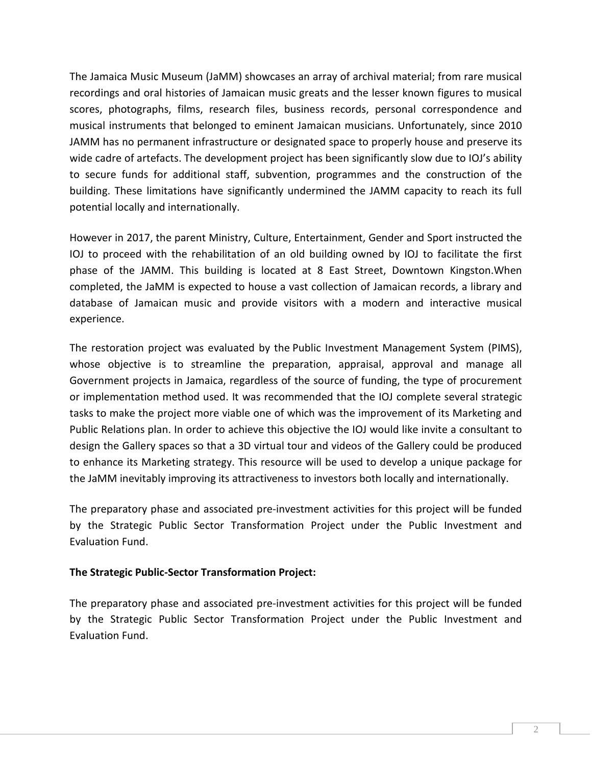The Jamaica Music Museum (JaMM) showcases an array of archival material; from rare musical recordings and oral histories of Jamaican music greats and the lesser known figures to musical scores, photographs, films, research files, business records, personal correspondence and musical instruments that belonged to eminent Jamaican musicians. Unfortunately, since 2010 JAMM has no permanent infrastructure or designated space to properly house and preserve its wide cadre of artefacts. The development project has been significantly slow due to IOJ's ability to secure funds for additional staff, subvention, programmes and the construction of the building. These limitations have significantly undermined the JAMM capacity to reach its full potential locally and internationally.

However in 2017, the parent Ministry, Culture, Entertainment, Gender and Sport instructed the IOJ to proceed with the rehabilitation of an old building owned by IOJ to facilitate the first phase of the JAMM. This building is located at 8 East Street, Downtown Kingston.When completed, the JaMM is expected to house a vast collection of Jamaican records, a library and database of Jamaican music and provide visitors with a modern and interactive musical experience.

The restoration project was evaluated by the Public Investment Management System (PIMS), whose objective is to streamline the preparation, appraisal, approval and manage all Government projects in Jamaica, regardless of the source of funding, the type of procurement or implementation method used. It was recommended that the IOJ complete several strategic tasks to make the project more viable one of which was the improvement of its Marketing and Public Relations plan. In order to achieve this objective the IOJ would like invite a consultant to design the Gallery spaces so that a 3D virtual tour and videos of the Gallery could be produced to enhance its Marketing strategy. This resource will be used to develop a unique package for the JaMM inevitably improving its attractiveness to investors both locally and internationally.

The preparatory phase and associated pre-investment activities for this project will be funded by the Strategic Public Sector Transformation Project under the Public Investment and Evaluation Fund.

**The Strategic Public-Sector Transformation Project:**

The preparatory phase and associated pre-investment activities for this project will be funded by the Strategic Public Sector Transformation Project under the Public Investment and Evaluation Fund.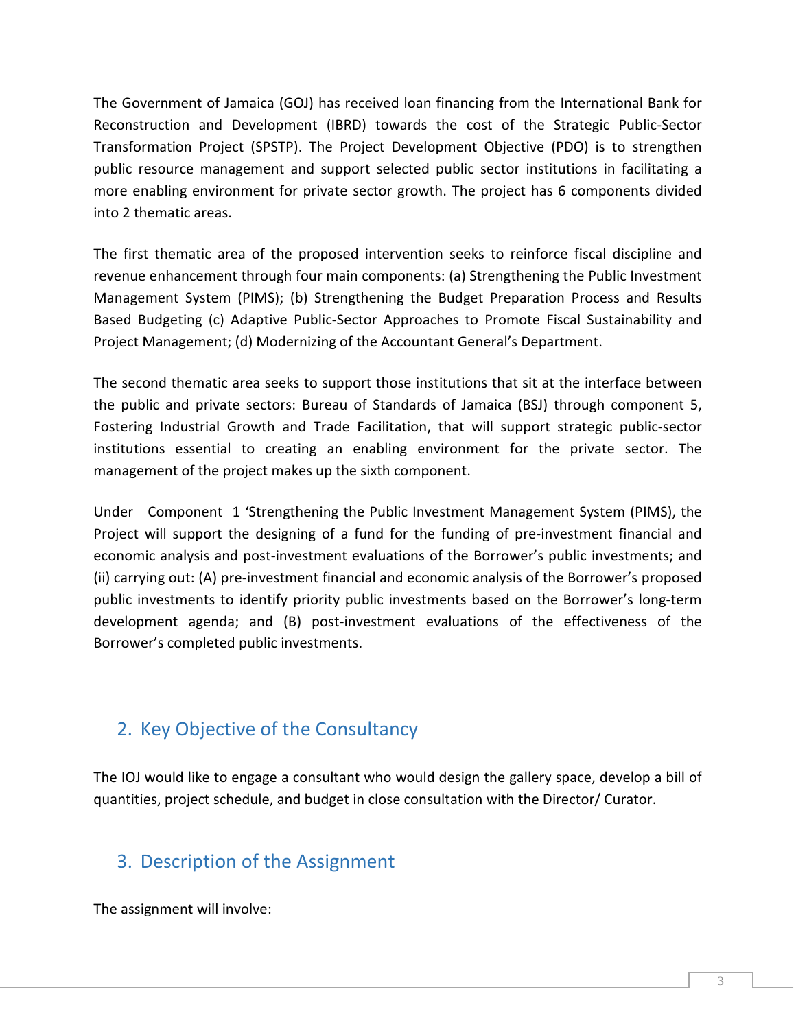The Government of Jamaica (GOJ) has received loan financing from the International Bank for Reconstruction and Development (IBRD) towards the cost of the Strategic Public-Sector Transformation Project (SPSTP). The Project Development Objective (PDO) is to strengthen public resource management and support selected public sector institutions in facilitating a more enabling environment for private sector growth. The project has 6 components divided into 2 thematic areas.

The first thematic area of the proposed intervention seeks to reinforce fiscal discipline and revenue enhancement through four main components: (a) Strengthening the Public Investment Management System (PIMS); (b) Strengthening the Budget Preparation Process and Results Based Budgeting (c) Adaptive Public-Sector Approaches to Promote Fiscal Sustainability and Project Management; (d) Modernizing of the Accountant General's Department.

The second thematic area seeks to support those institutions that sit at the interface between the public and private sectors: Bureau of Standards of Jamaica (BSJ) through component 5, Fostering Industrial Growth and Trade Facilitation, that will support strategic public-sector institutions essential to creating an enabling environment for the private sector. The management of the project makes up the sixth component.

Under Component 1 'Strengthening the Public Investment Management System (PIMS), the Project will support the designing of a fund for the funding of pre-investment financial and economic analysis and post-investment evaluations of the Borrower's public investments; and (ii) carrying out: (A) pre-investment financial and economic analysis of the Borrower's proposed public investments to identify priority public investments based on the Borrower's long-term development agenda; and (B) post-investment evaluations of the effectiveness of the Borrower's completed public investments.

## 2. Key Objective of the Consultancy

The IOJ would like to engage a consultant who would design the gallery space, develop a bill of quantities, project schedule, and budget in close consultation with the Director/ Curator.

## 3. Description of the Assignment

The assignment will involve: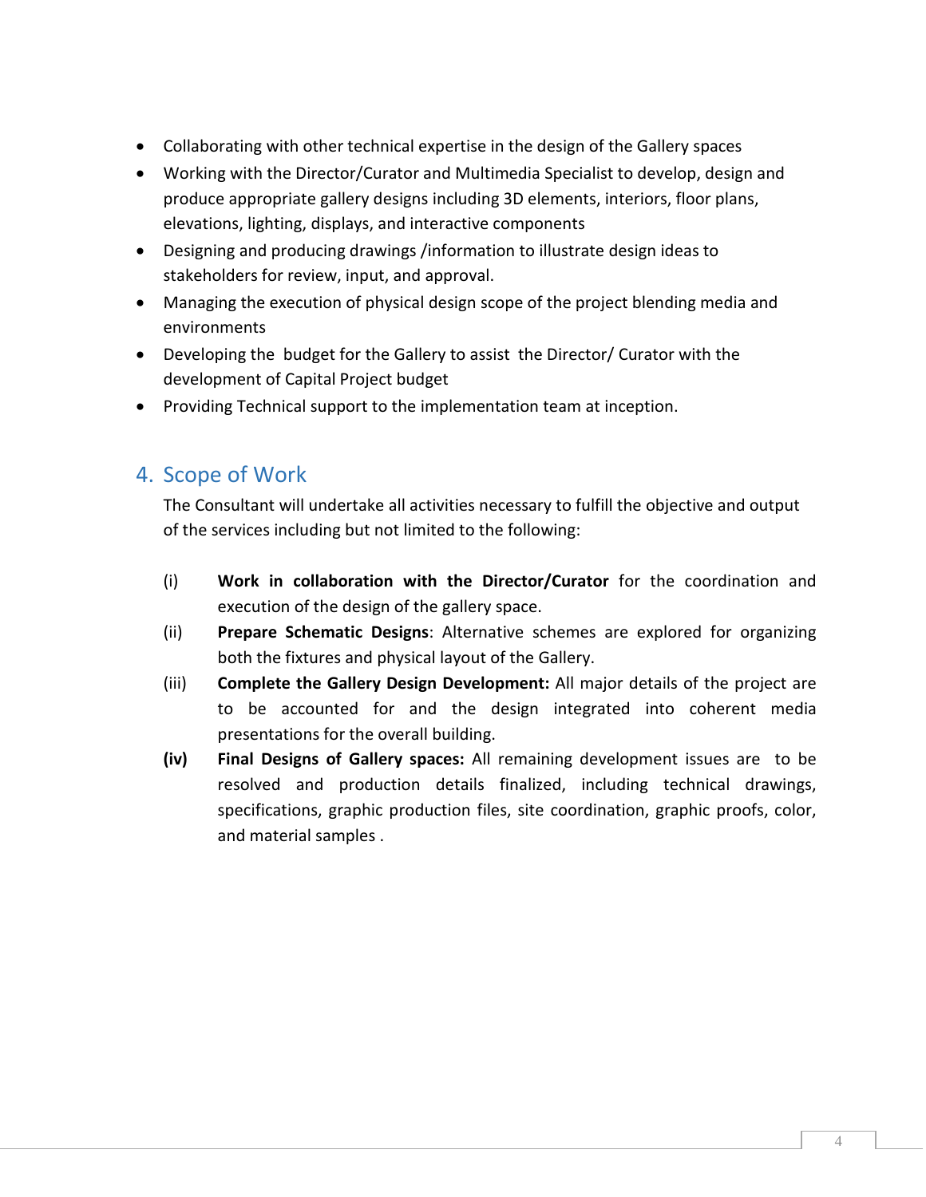- Collaborating with other technical expertise in the design of the Gallery spaces
- Working with the Director/Curator and Multimedia Specialist to develop, design and produce appropriate gallery designs including 3D elements, interiors, floor plans, elevations, lighting, displays, and interactive components
- Designing and producing drawings /information to illustrate design ideas to stakeholders for review, input, and approval.
- Managing the execution of physical design scope of the project blending media and environments
- Developing the budget for the Gallery to assist the Director/ Curator with the development of Capital Project budget
- Providing Technical support to the implementation team at inception.

## 4. Scope of Work

The Consultant will undertake all activities necessary to fulfill the objective and output of the services including but not limited to the following:

(i) **Work in collaboration with the Director/Curator** for the coordination and execution of the design of the gallery space.

(ii) **Prepare Schematic Designs**: Alternative schemes are explored for organizing both the fixtures and physical layout of the Gallery.

(iii) **Complete the Gallery Design Development:** All major details of the project are to be accounted for and the design integrated into coherent media presentations for the overall building.

**(iv)** **Final Designs of Gallery spaces:** All remaining development issues are to be resolved and production details finalized, including technical drawings, specifications, graphic production files, site coordination, graphic proofs, color, and material samples .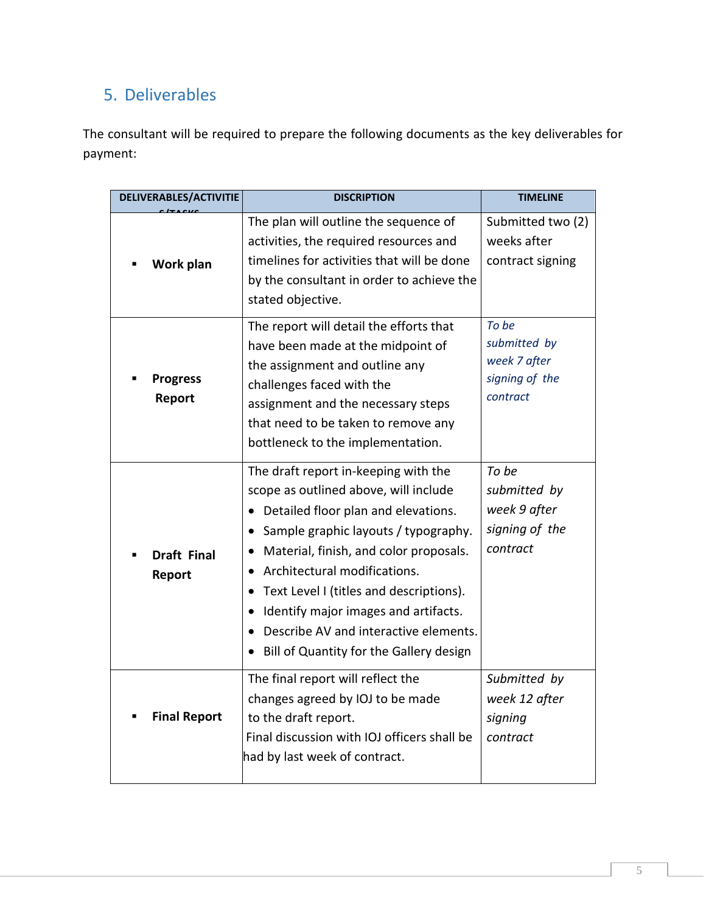## 5. Deliverables

The consultant will be required to prepare the following documents as the key deliverables for payment:

| DELIVERABLES/ACTIVITIES/TASKS | DISCRIPTION | TIMELINE |
|---|---|---|
| ▪ **Work plan** | The plan will outline the sequence of activities, the required resources and timelines for activities that will be done by the consultant in order to achieve the stated objective. | Submitted two (2) weeks after contract signing |
| ▪ **Progress Report** | The report will detail the efforts that have been made at the midpoint of the assignment and outline any challenges faced with the assignment and the necessary steps that need to be taken to remove any bottleneck to the implementation. | *To be submitted by week 7 after signing of the contract* |
| ▪ **Draft Final Report** | The draft report in-keeping with the scope as outlined above, will include<br>• Detailed floor plan and elevations.<br>• Sample graphic layouts / typography.<br>• Material, finish, and color proposals.<br>• Architectural modifications.<br>• Text Level I (titles and descriptions).<br>• Identify major images and artifacts.<br>• Describe AV and interactive elements.<br>• Bill of Quantity for the Gallery design | *To be submitted by week 9 after signing of the contract* |
| ▪ **Final Report** | The final report will reflect the changes agreed by IOJ to be made to the draft report.<br>Final discussion with IOJ officers shall be had by last week of contract. | *Submitted by week 12 after signing contract* |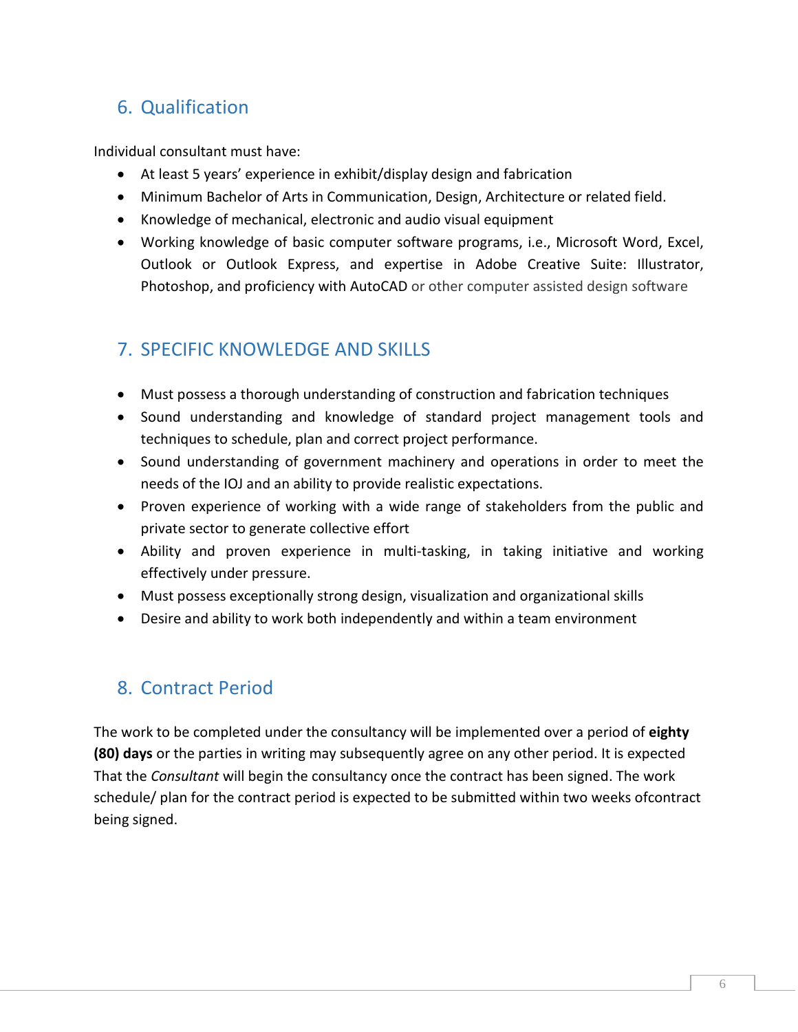## 6. Qualification

Individual consultant must have:

- At least 5 years' experience in exhibit/display design and fabrication
- Minimum Bachelor of Arts in Communication, Design, Architecture or related field.
- Knowledge of mechanical, electronic and audio visual equipment
- Working knowledge of basic computer software programs, i.e., Microsoft Word, Excel, Outlook or Outlook Express, and expertise in Adobe Creative Suite: Illustrator, Photoshop, and proficiency with AutoCAD or other computer assisted design software

## 7. SPECIFIC KNOWLEDGE AND SKILLS

- Must possess a thorough understanding of construction and fabrication techniques
- Sound understanding and knowledge of standard project management tools and techniques to schedule, plan and correct project performance.
- Sound understanding of government machinery and operations in order to meet the needs of the IOJ and an ability to provide realistic expectations.
- Proven experience of working with a wide range of stakeholders from the public and private sector to generate collective effort
- Ability and proven experience in multi-tasking, in taking initiative and working effectively under pressure.
- Must possess exceptionally strong design, visualization and organizational skills
- Desire and ability to work both independently and within a team environment

## 8. Contract Period

The work to be completed under the consultancy will be implemented over a period of **eighty (80) days** or the parties in writing may subsequently agree on any other period. It is expected That the *Consultant* will begin the consultancy once the contract has been signed. The work schedule/ plan for the contract period is expected to be submitted within two weeks ofcontract being signed.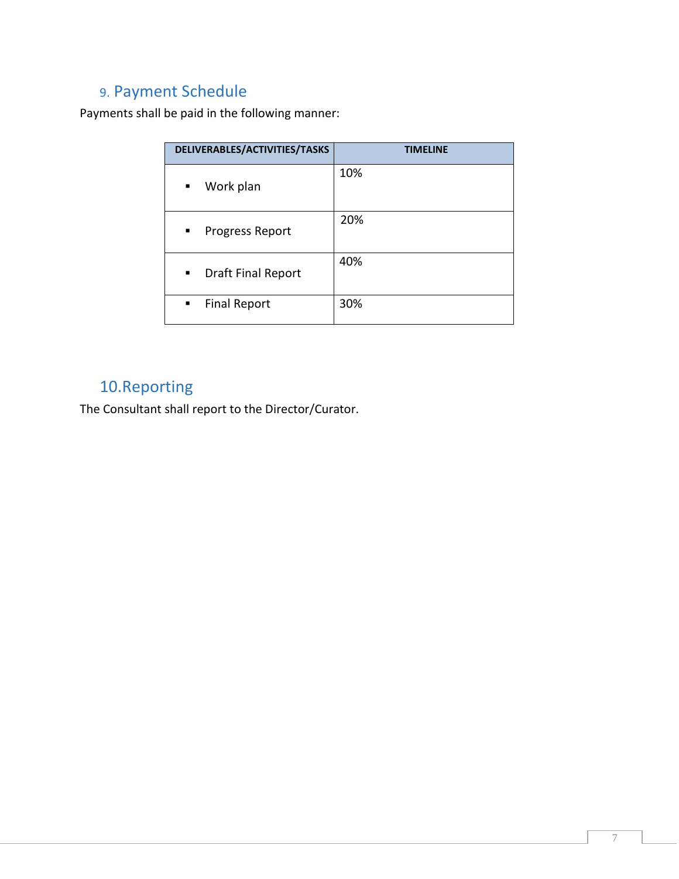## 9. Payment Schedule

Payments shall be paid in the following manner:

| DELIVERABLES/ACTIVITIES/TASKS | TIMELINE |
|---|---|
| ▪ Work plan | 10% |
| ▪ Progress Report | 20% |
| ▪ Draft Final Report | 40% |
| ▪ Final Report | 30% |

## 10. Reporting

The Consultant shall report to the Director/Curator.